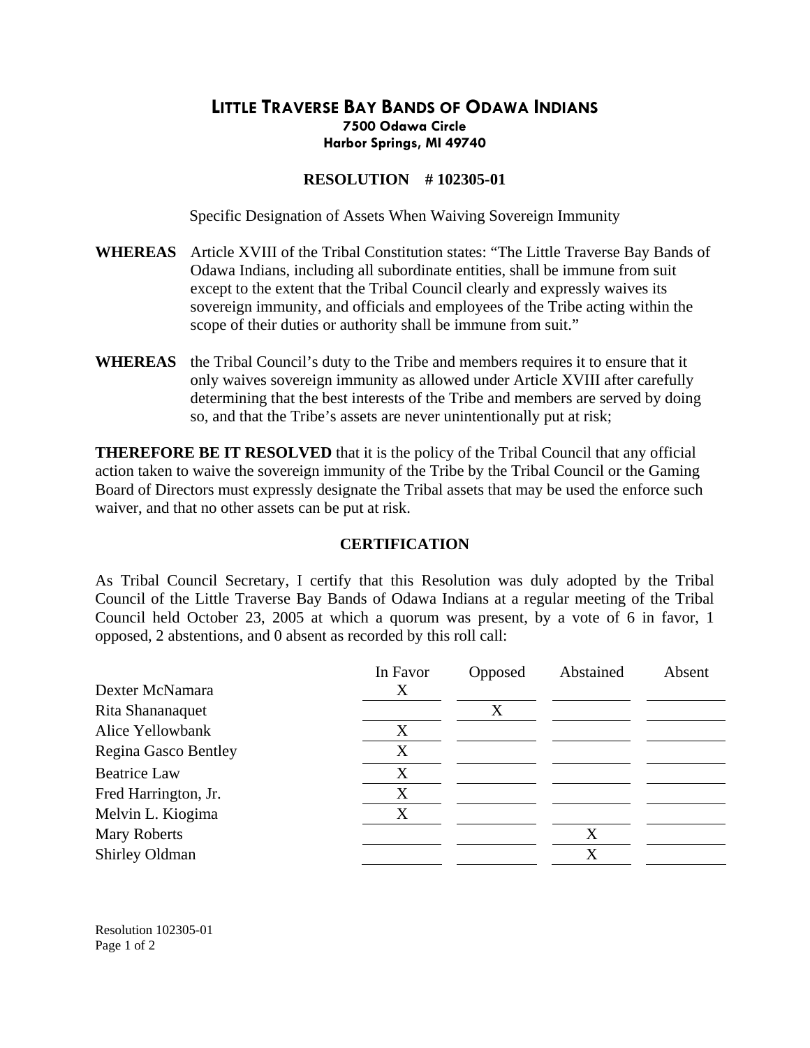# LITTLE TRAVERSE BAY BANDS OF ODAWA INDIANS

**7500 Odawa Circle**
**Harbor Springs, MI 49740**

## RESOLUTION # 102305-01

Specific Designation of Assets When Waiving Sovereign Immunity

**WHEREAS** Article XVIII of the Tribal Constitution states: "The Little Traverse Bay Bands of Odawa Indians, including all subordinate entities, shall be immune from suit except to the extent that the Tribal Council clearly and expressly waives its sovereign immunity, and officials and employees of the Tribe acting within the scope of their duties or authority shall be immune from suit."

**WHEREAS** the Tribal Council's duty to the Tribe and members requires it to ensure that it only waives sovereign immunity as allowed under Article XVIII after carefully determining that the best interests of the Tribe and members are served by doing so, and that the Tribe's assets are never unintentionally put at risk;

**THEREFORE BE IT RESOLVED** that it is the policy of the Tribal Council that any official action taken to waive the sovereign immunity of the Tribe by the Tribal Council or the Gaming Board of Directors must expressly designate the Tribal assets that may be used the enforce such waiver, and that no other assets can be put at risk.

## CERTIFICATION

As Tribal Council Secretary, I certify that this Resolution was duly adopted by the Tribal Council of the Little Traverse Bay Bands of Odawa Indians at a regular meeting of the Tribal Council held October 23, 2005 at which a quorum was present, by a vote of 6 in favor, 1 opposed, 2 abstentions, and 0 absent as recorded by this roll call:

| | In Favor | Opposed | Abstained | Absent |
|---|---|---|---|---|
| Dexter McNamara | X | | | |
| Rita Shananaquet | | X | | |
| Alice Yellowbank | X | | | |
| Regina Gasco Bentley | X | | | |
| Beatrice Law | X | | | |
| Fred Harrington, Jr. | X | | | |
| Melvin L. Kiogima | X | | | |
| Mary Roberts | | | X | |
| Shirley Oldman | | | X | |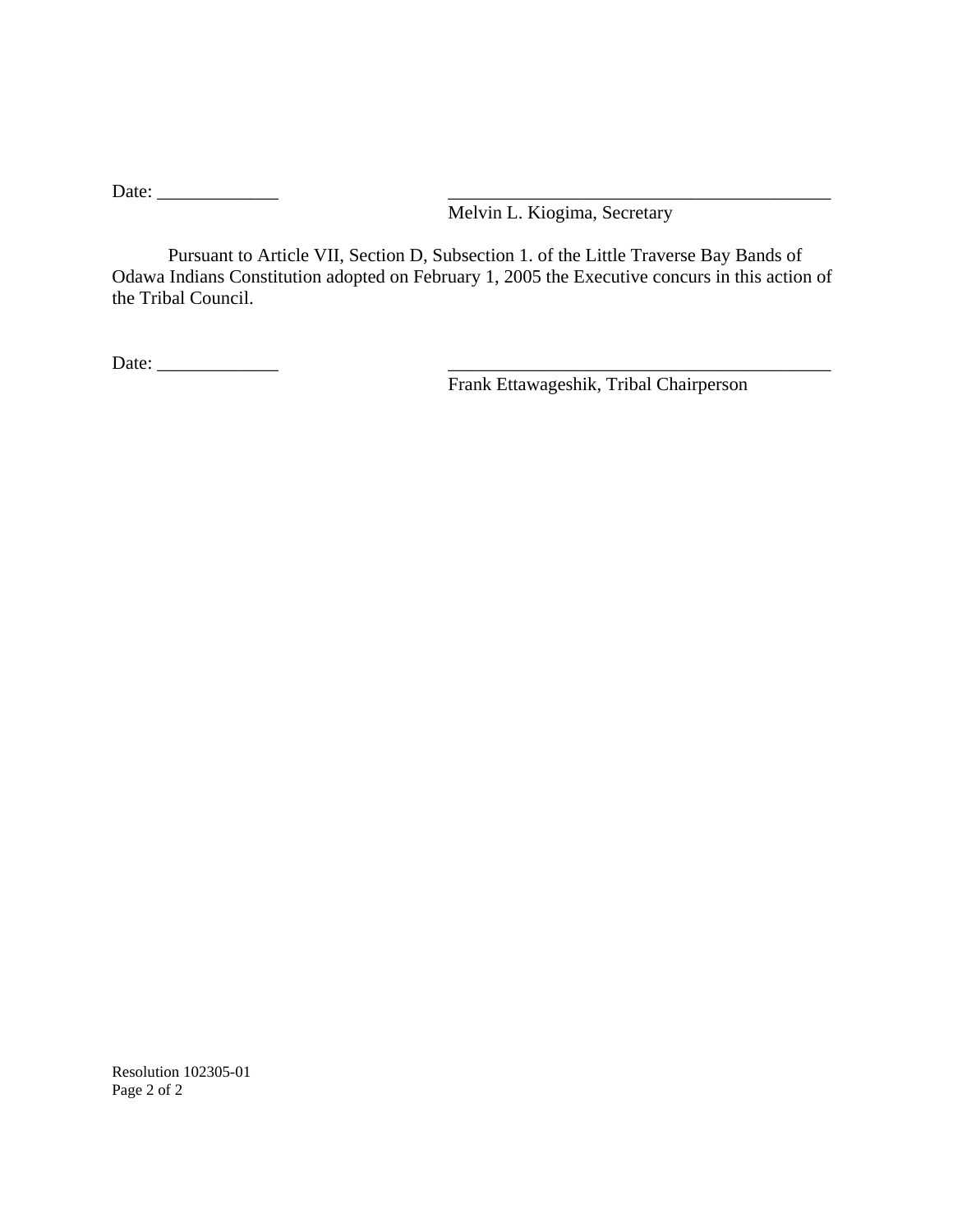Date: _____________ _________________________________________

Melvin L. Kiogima, Secretary

Pursuant to Article VII, Section D, Subsection 1. of the Little Traverse Bay Bands of Odawa Indians Constitution adopted on February 1, 2005 the Executive concurs in this action of the Tribal Council.

Date: _____________ _________________________________________

Frank Ettawageshik, Tribal Chairperson

Resolution 102305-01